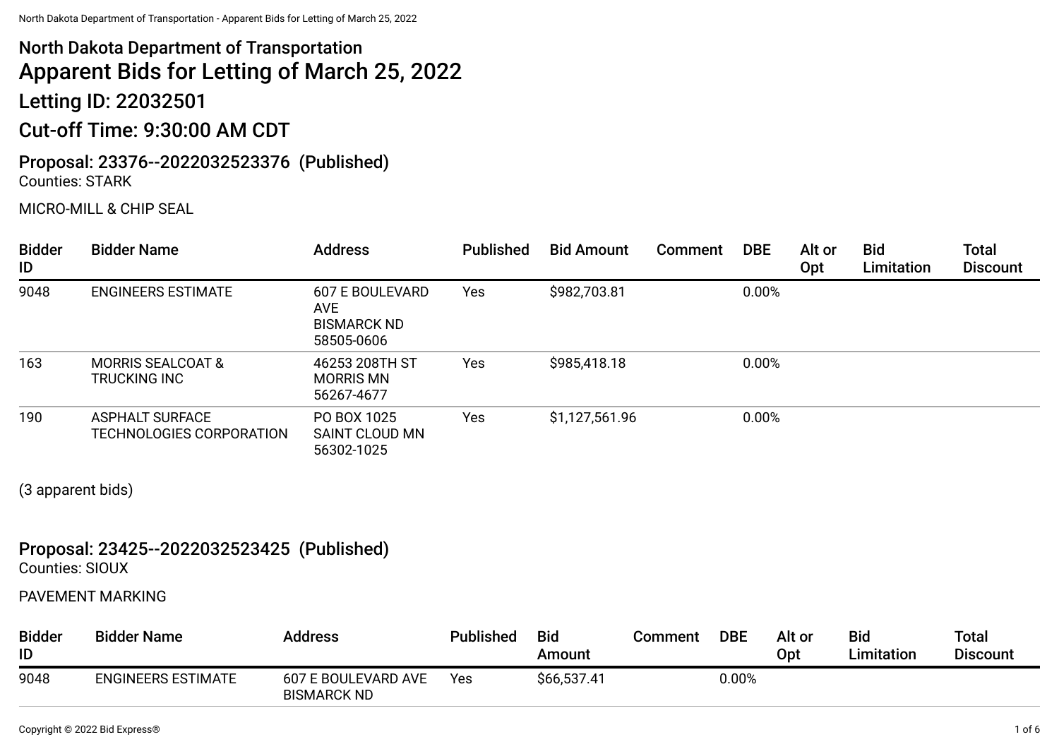## North Dakota Department of Transportation

# Apparent Bids for Letting of March 25, 2022

## Letting ID: 22032501

## Cut-off Time: 9:30:00 AM CDT

### Proposal: 23376--2022032523376 (Published)

Counties: STARK

MICRO-MILL & CHIP SEAL

| Bidder ID | Bidder Name | Address | Published | Bid Amount | Comment | DBE | Alt or Opt | Bid Limitation | Total Discount |
|---|---|---|---|---|---|---|---|---|---|
| 9048 | ENGINEERS ESTIMATE | 607 E BOULEVARD AVE BISMARCK ND 58505-0606 | Yes | $982,703.81 | | 0.00% | | | |
| 163 | MORRIS SEALCOAT & TRUCKING INC | 46253 208TH ST MORRIS MN 56267-4677 | Yes | $985,418.18 | | 0.00% | | | |
| 190 | ASPHALT SURFACE TECHNOLOGIES CORPORATION | PO BOX 1025 SAINT CLOUD MN 56302-1025 | Yes | $1,127,561.96 | | 0.00% | | | |

(3 apparent bids)

### Proposal: 23425--2022032523425 (Published)

Counties: SIOUX

PAVEMENT MARKING

| Bidder ID | Bidder Name | Address | Published | Bid Amount | Comment | DBE | Alt or Opt | Bid Limitation | Total Discount |
|---|---|---|---|---|---|---|---|---|---|
| 9048 | ENGINEERS ESTIMATE | 607 E BOULEVARD AVE BISMARCK ND | Yes | $66,537.41 | | 0.00% | | | |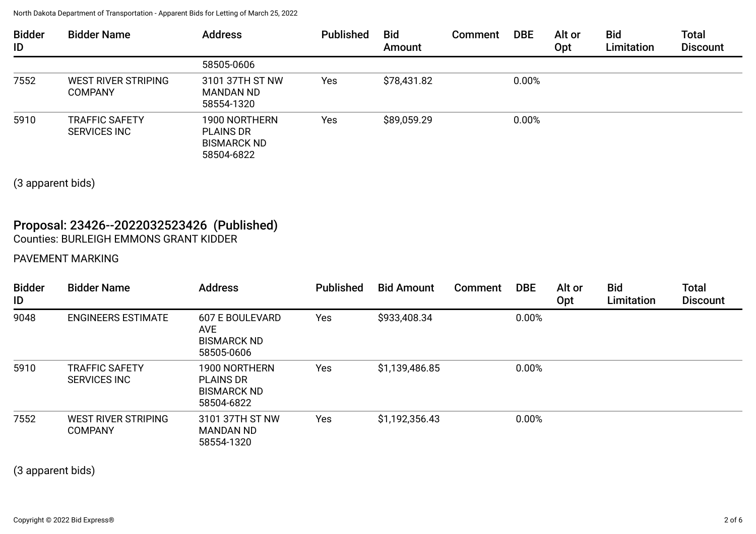| Bidder ID | Bidder Name | Address | Published | Bid Amount | Comment | DBE | Alt or Opt | Bid Limitation | Total Discount |
|---|---|---|---|---|---|---|---|---|---|
| | | 58505-0606 | | | | | | | |
| 7552 | WEST RIVER STRIPING COMPANY | 3101 37TH ST NW MANDAN ND 58554-1320 | Yes | $78,431.82 | | 0.00% | | | |
| 5910 | TRAFFIC SAFETY SERVICES INC | 1900 NORTHERN PLAINS DR BISMARCK ND 58504-6822 | Yes | $89,059.29 | | 0.00% | | | |

(3 apparent bids)

## Proposal: 23426--2022032523426 (Published)

Counties: BURLEIGH EMMONS GRANT KIDDER

PAVEMENT MARKING

| Bidder ID | Bidder Name | Address | Published | Bid Amount | Comment | DBE | Alt or Opt | Bid Limitation | Total Discount |
|---|---|---|---|---|---|---|---|---|---|
| 9048 | ENGINEERS ESTIMATE | 607 E BOULEVARD AVE BISMARCK ND 58505-0606 | Yes | $933,408.34 | | 0.00% | | | |
| 5910 | TRAFFIC SAFETY SERVICES INC | 1900 NORTHERN PLAINS DR BISMARCK ND 58504-6822 | Yes | $1,139,486.85 | | 0.00% | | | |
| 7552 | WEST RIVER STRIPING COMPANY | 3101 37TH ST NW MANDAN ND 58554-1320 | Yes | $1,192,356.43 | | 0.00% | | | |

(3 apparent bids)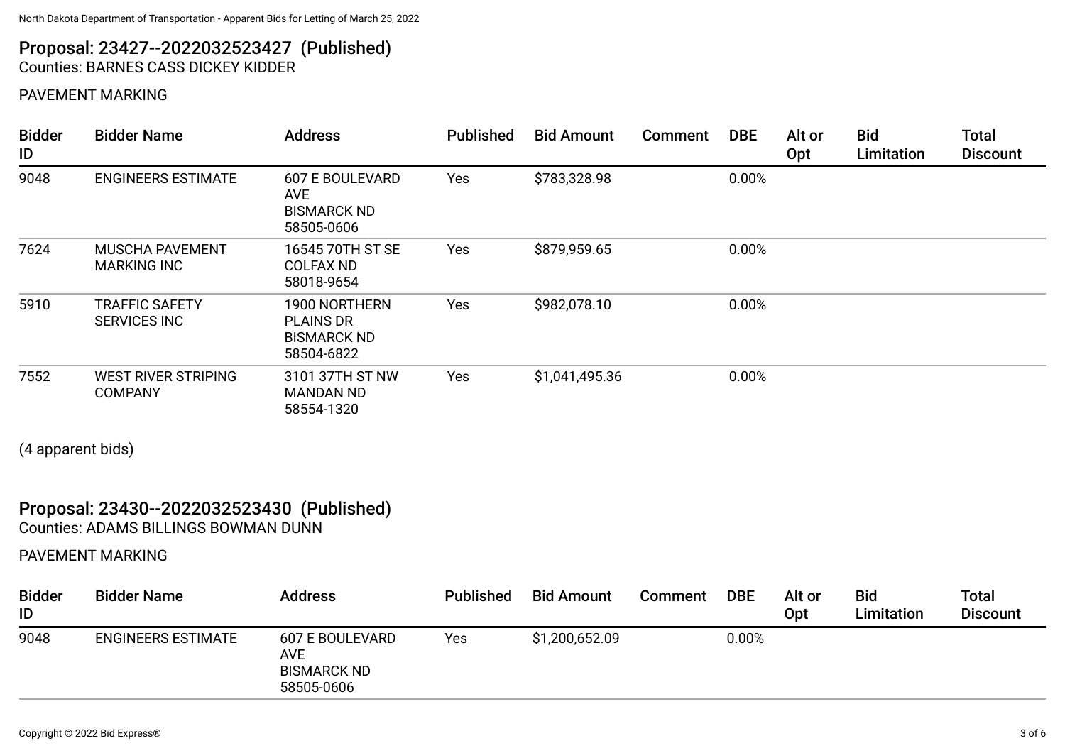## Proposal: 23427--2022032523427 (Published)

Counties: BARNES CASS DICKEY KIDDER

PAVEMENT MARKING

| Bidder ID | Bidder Name | Address | Published | Bid Amount | Comment | DBE | Alt or Opt | Bid Limitation | Total Discount |
|---|---|---|---|---|---|---|---|---|---|
| 9048 | ENGINEERS ESTIMATE | 607 E BOULEVARD AVE BISMARCK ND 58505-0606 | Yes | $783,328.98 | | 0.00% | | | |
| 7624 | MUSCHA PAVEMENT MARKING INC | 16545 70TH ST SE COLFAX ND 58018-9654 | Yes | $879,959.65 | | 0.00% | | | |
| 5910 | TRAFFIC SAFETY SERVICES INC | 1900 NORTHERN PLAINS DR BISMARCK ND 58504-6822 | Yes | $982,078.10 | | 0.00% | | | |
| 7552 | WEST RIVER STRIPING COMPANY | 3101 37TH ST NW MANDAN ND 58554-1320 | Yes | $1,041,495.36 | | 0.00% | | | |

(4 apparent bids)

## Proposal: 23430--2022032523430 (Published)

Counties: ADAMS BILLINGS BOWMAN DUNN

PAVEMENT MARKING

| Bidder ID | Bidder Name | Address | Published | Bid Amount | Comment | DBE | Alt or Opt | Bid Limitation | Total Discount |
|---|---|---|---|---|---|---|---|---|---|
| 9048 | ENGINEERS ESTIMATE | 607 E BOULEVARD AVE BISMARCK ND 58505-0606 | Yes | $1,200,652.09 | | 0.00% | | | |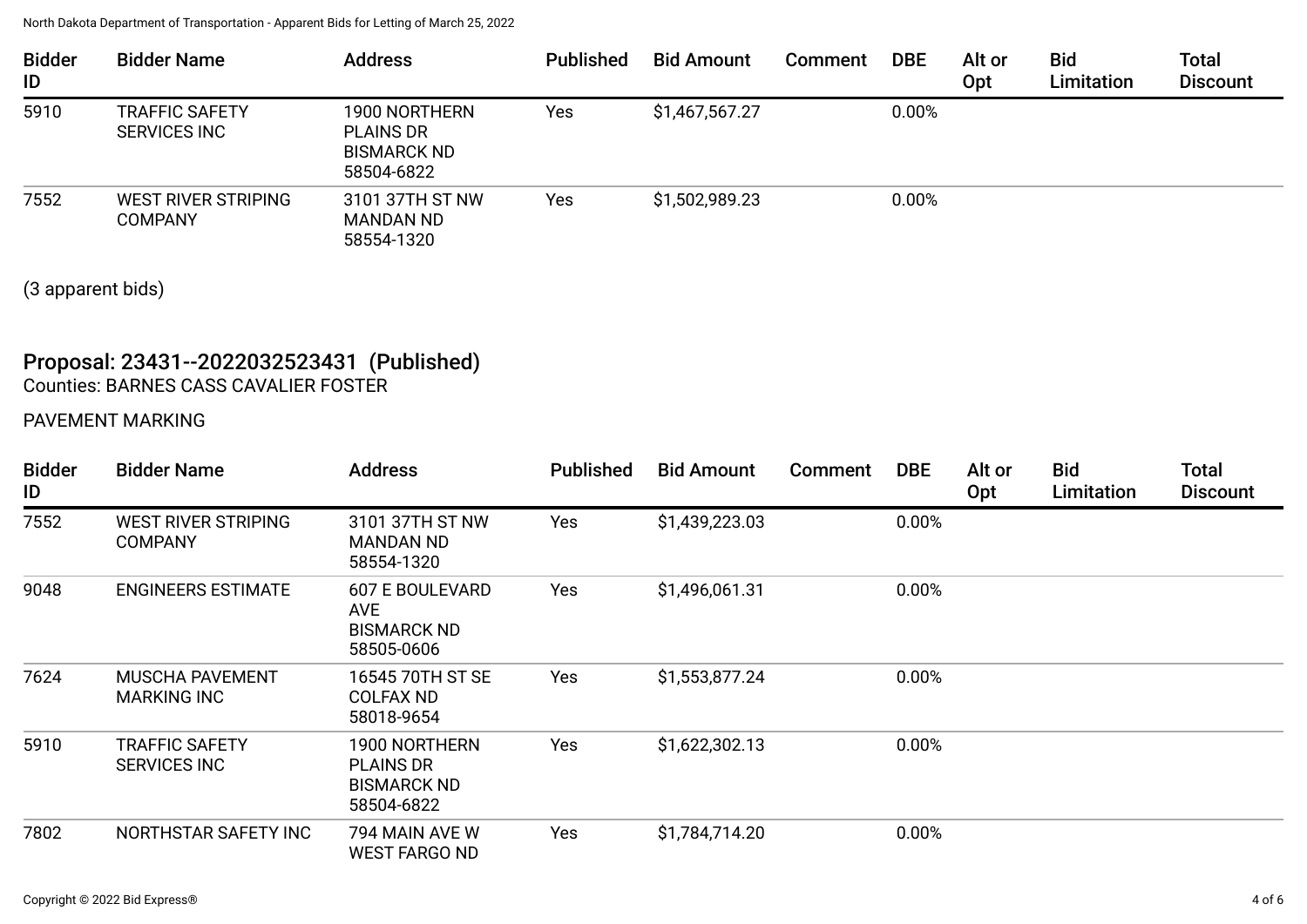| Bidder ID | Bidder Name | Address | Published | Bid Amount | Comment | DBE | Alt or Opt | Bid Limitation | Total Discount |
|---|---|---|---|---|---|---|---|---|---|
| 5910 | TRAFFIC SAFETY SERVICES INC | 1900 NORTHERN PLAINS DR BISMARCK ND 58504-6822 | Yes | $1,467,567.27 | | 0.00% | | | |
| 7552 | WEST RIVER STRIPING COMPANY | 3101 37TH ST NW MANDAN ND 58554-1320 | Yes | $1,502,989.23 | | 0.00% | | | |

(3 apparent bids)

## Proposal: 23431--2022032523431 (Published)

Counties: BARNES CASS CAVALIER FOSTER

PAVEMENT MARKING

| Bidder ID | Bidder Name | Address | Published | Bid Amount | Comment | DBE | Alt or Opt | Bid Limitation | Total Discount |
|---|---|---|---|---|---|---|---|---|---|
| 7552 | WEST RIVER STRIPING COMPANY | 3101 37TH ST NW MANDAN ND 58554-1320 | Yes | $1,439,223.03 | | 0.00% | | | |
| 9048 | ENGINEERS ESTIMATE | 607 E BOULEVARD AVE BISMARCK ND 58505-0606 | Yes | $1,496,061.31 | | 0.00% | | | |
| 7624 | MUSCHA PAVEMENT MARKING INC | 16545 70TH ST SE COLFAX ND 58018-9654 | Yes | $1,553,877.24 | | 0.00% | | | |
| 5910 | TRAFFIC SAFETY SERVICES INC | 1900 NORTHERN PLAINS DR BISMARCK ND 58504-6822 | Yes | $1,622,302.13 | | 0.00% | | | |
| 7802 | NORTHSTAR SAFETY INC | 794 MAIN AVE W WEST FARGO ND | Yes | $1,784,714.20 | | 0.00% | | | |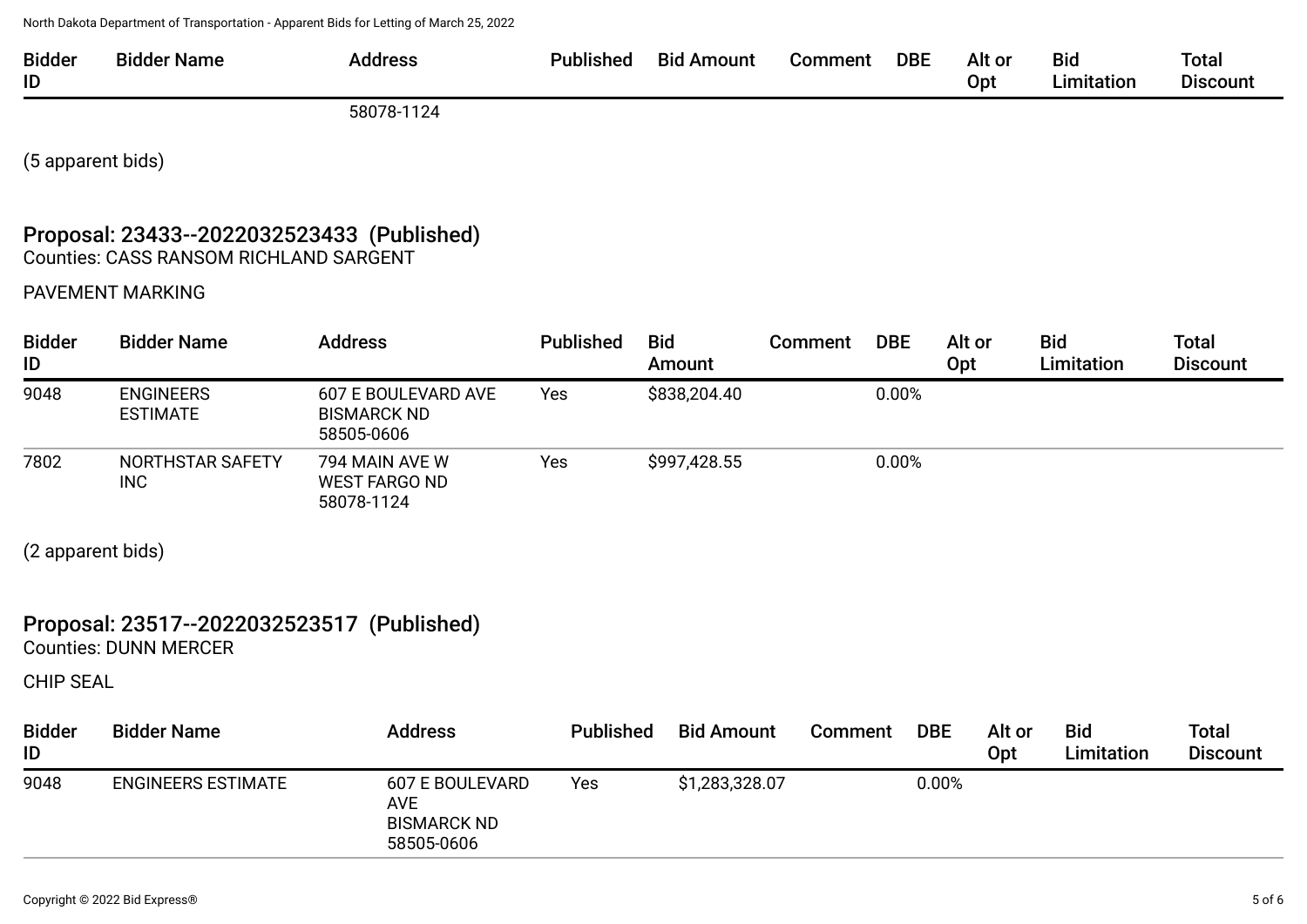| Bidder ID | Bidder Name | Address | Published | Bid Amount | Comment | DBE | Alt or Opt | Bid Limitation | Total Discount |
|---|---|---|---|---|---|---|---|---|---|
| | | 58078-1124 | | | | | | | |

(5 apparent bids)

## Proposal: 23433--2022032523433 (Published)

Counties: CASS RANSOM RICHLAND SARGENT

PAVEMENT MARKING

| Bidder ID | Bidder Name | Address | Published | Bid Amount | Comment | DBE | Alt or Opt | Bid Limitation | Total Discount |
|---|---|---|---|---|---|---|---|---|---|
| 9048 | ENGINEERS ESTIMATE | 607 E BOULEVARD AVE BISMARCK ND 58505-0606 | Yes | $838,204.40 | | 0.00% | | | |
| 7802 | NORTHSTAR SAFETY INC | 794 MAIN AVE W WEST FARGO ND 58078-1124 | Yes | $997,428.55 | | 0.00% | | | |

(2 apparent bids)

## Proposal: 23517--2022032523517 (Published)

Counties: DUNN MERCER

CHIP SEAL

| Bidder ID | Bidder Name | Address | Published | Bid Amount | Comment | DBE | Alt or Opt | Bid Limitation | Total Discount |
|---|---|---|---|---|---|---|---|---|---|
| 9048 | ENGINEERS ESTIMATE | 607 E BOULEVARD AVE BISMARCK ND 58505-0606 | Yes | $1,283,328.07 | | 0.00% | | | |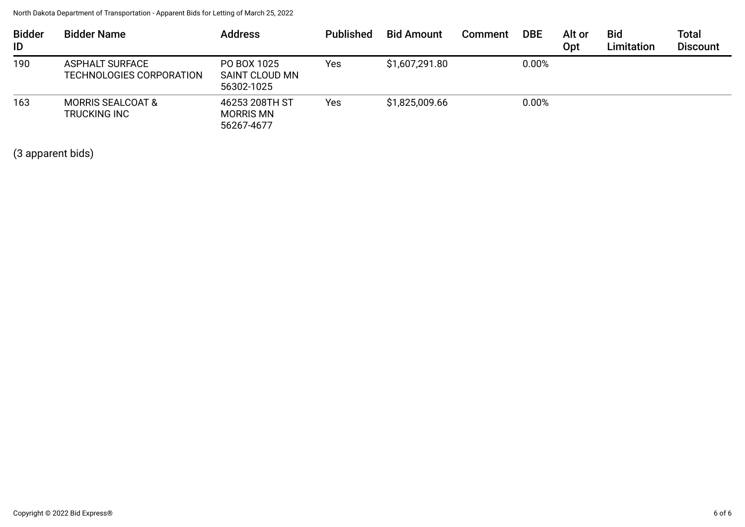| Bidder ID | Bidder Name | Address | Published | Bid Amount | Comment | DBE | Alt or Opt | Bid Limitation | Total Discount |
|---|---|---|---|---|---|---|---|---|---|
| 190 | ASPHALT SURFACE TECHNOLOGIES CORPORATION | PO BOX 1025 SAINT CLOUD MN 56302-1025 | Yes | $1,607,291.80 | | 0.00% | | | |
| 163 | MORRIS SEALCOAT & TRUCKING INC | 46253 208TH ST MORRIS MN 56267-4677 | Yes | $1,825,009.66 | | 0.00% | | | |

(3 apparent bids)